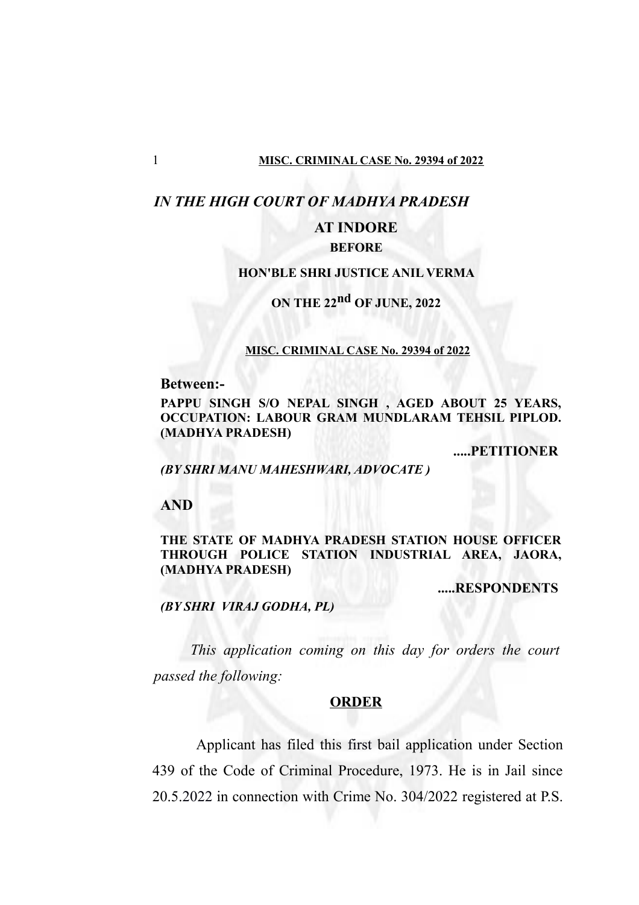*IN THE HIGH COURT OF MADHYA PRADESH*

**AT INDORE**

**BEFORE**

**HON'BLE SHRI JUSTICE ANIL VERMA**

**ON THE 22nd OF JUNE, 2022**

**MISC. CRIMINAL CASE No. 29394 of 2022**

**Between:-**

**PAPPU SINGH S/O NEPAL SINGH , AGED ABOUT 25 YEARS, OCCUPATION: LABOUR GRAM MUNDLARAM TEHSIL PIPLOD. (MADHYA PRADESH)**

**.....PETITIONER**

***(BY SHRI MANU MAHESHWARI, ADVOCATE )***

**AND**

**THE STATE OF MADHYA PRADESH STATION HOUSE OFFICER THROUGH POLICE STATION INDUSTRIAL AREA, JAORA, (MADHYA PRADESH)**

**.....RESPONDENTS**

***(BY SHRI VIRAJ GODHA, PL)***

*This application coming on this day for orders the court passed the following:*

**ORDER**

Applicant has filed this first bail application under Section 439 of the Code of Criminal Procedure, 1973. He is in Jail since 20.5.2022 in connection with Crime No. 304/2022 registered at P.S.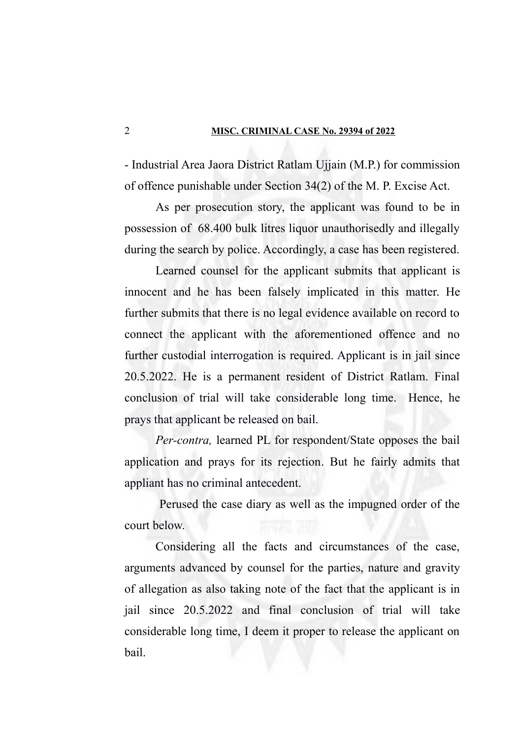- Industrial Area Jaora District Ratlam Ujjain (M.P.) for commission of offence punishable under Section 34(2) of the M. P. Excise Act.

As per prosecution story, the applicant was found to be in possession of 68.400 bulk litres liquor unauthorisedly and illegally during the search by police. Accordingly, a case has been registered.

Learned counsel for the applicant submits that applicant is innocent and he has been falsely implicated in this matter. He further submits that there is no legal evidence available on record to connect the applicant with the aforementioned offence and no further custodial interrogation is required. Applicant is in jail since 20.5.2022. He is a permanent resident of District Ratlam. Final conclusion of trial will take considerable long time. Hence, he prays that applicant be released on bail.

*Per-contra,* learned PL for respondent/State opposes the bail application and prays for its rejection. But he fairly admits that appliant has no criminal antecedent.

Perused the case diary as well as the impugned order of the court below.

Considering all the facts and circumstances of the case, arguments advanced by counsel for the parties, nature and gravity of allegation as also taking note of the fact that the applicant is in jail since 20.5.2022 and final conclusion of trial will take considerable long time, I deem it proper to release the applicant on bail.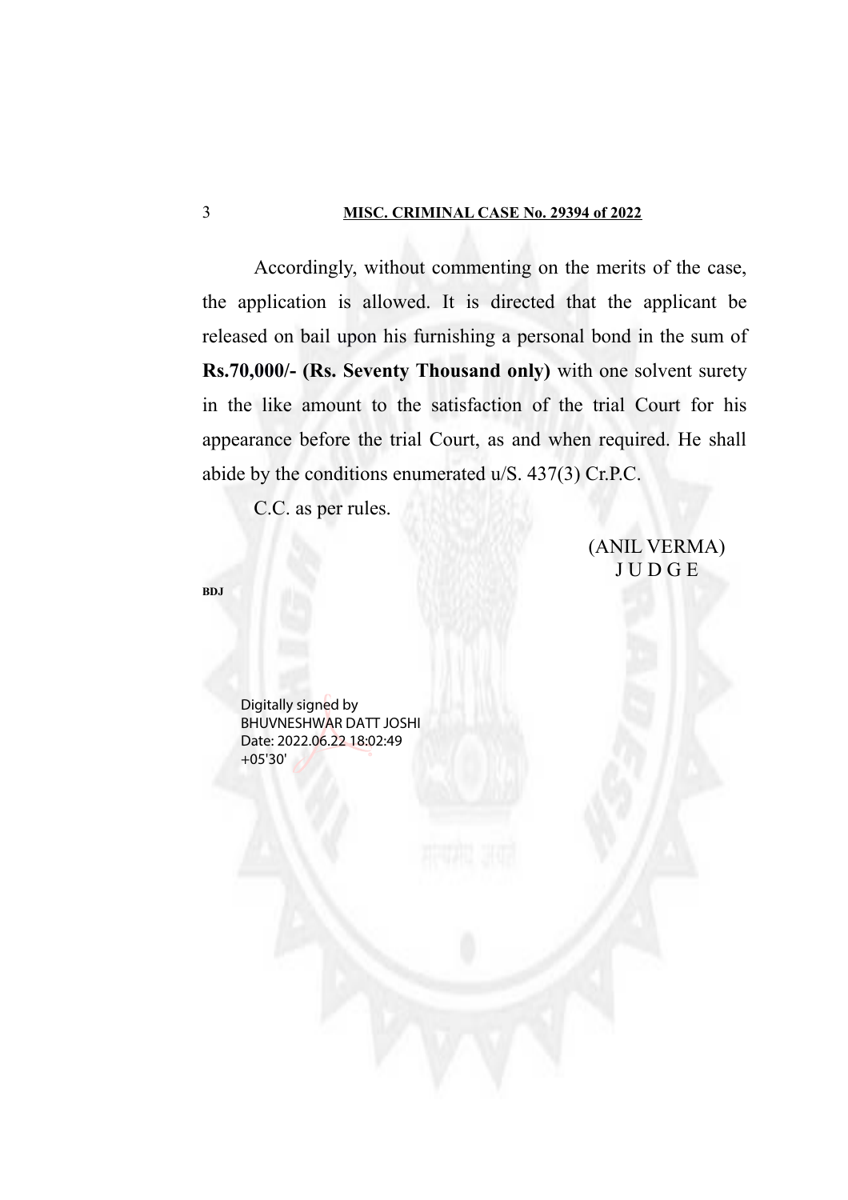Accordingly, without commenting on the merits of the case, the application is allowed. It is directed that the applicant be released on bail upon his furnishing a personal bond in the sum of **Rs.70,000/- (Rs. Seventy Thousand only)** with one solvent surety in the like amount to the satisfaction of the trial Court for his appearance before the trial Court, as and when required. He shall abide by the conditions enumerated u/S. 437(3) Cr.P.C.

C.C. as per rules.

(ANIL VERMA)
JUDGE

BDJ

Digitally signed by
BHUVNESHWAR DATT JOSHI
Date: 2022.06.22 18:02:49
+05'30'